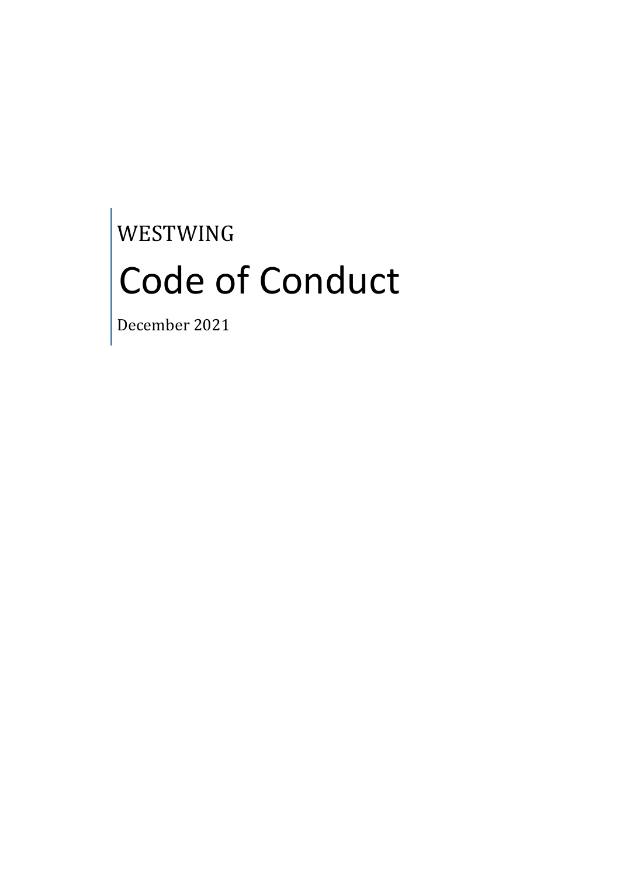WESTWING

# Code of Conduct

December 2021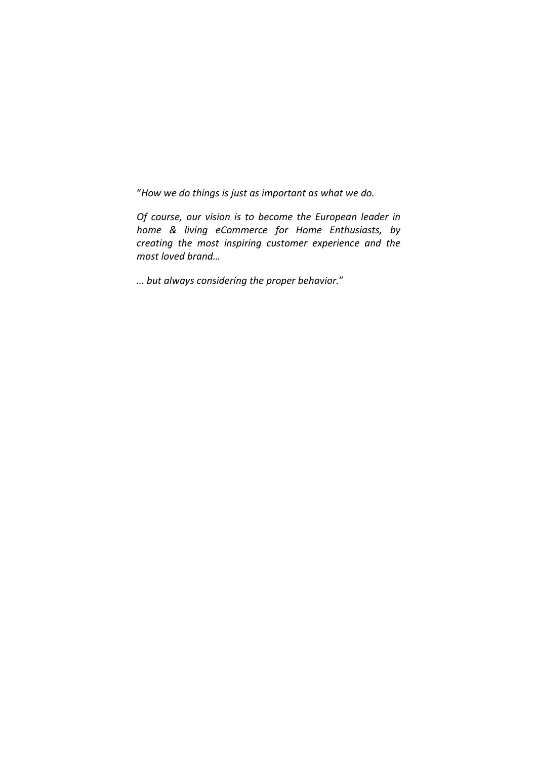"*How we do things is just as important as what we do.*

*Of course, our vision is to become the European leader in home & living eCommerce for Home Enthusiasts, by creating the most inspiring customer experience and the most loved brand…*

*… but always considering the proper behavior.*"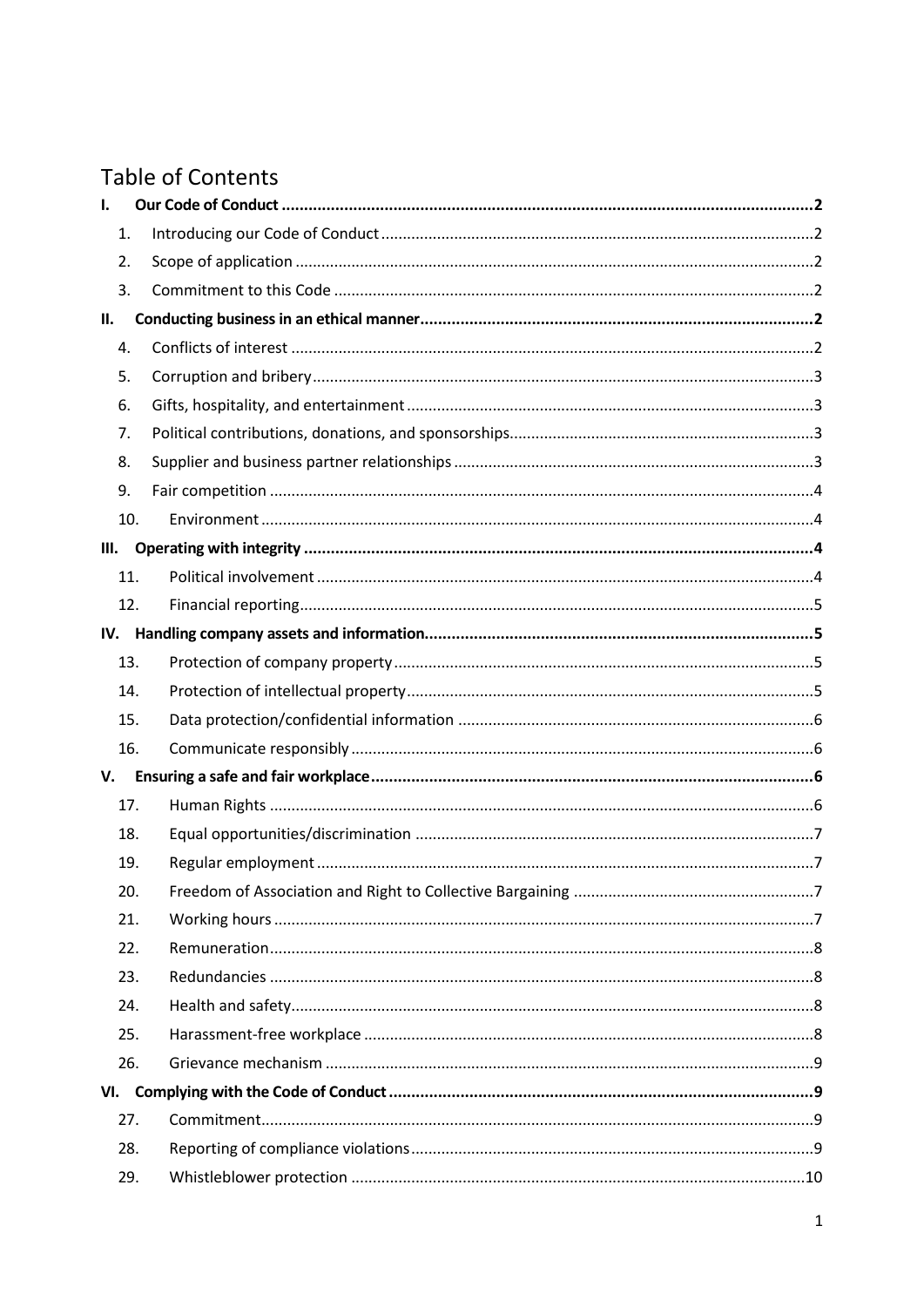# Table of Contents

**I. Our Code of Conduct** ..... **2**

1. Introducing our Code of Conduct ..... 2
2. Scope of application ..... 2
3. Commitment to this Code ..... 2

**II. Conducting business in an ethical manner** ..... **2**

4. Conflicts of interest ..... 2
5. Corruption and bribery ..... 3
6. Gifts, hospitality, and entertainment ..... 3
7. Political contributions, donations, and sponsorships ..... 3
8. Supplier and business partner relationships ..... 3
9. Fair competition ..... 4
10. Environment ..... 4

**III. Operating with integrity** ..... **4**

11. Political involvement ..... 4
12. Financial reporting ..... 5

**IV. Handling company assets and information** ..... **5**

13. Protection of company property ..... 5
14. Protection of intellectual property ..... 5
15. Data protection/confidential information ..... 6
16. Communicate responsibly ..... 6

**V. Ensuring a safe and fair workplace** ..... **6**

17. Human Rights ..... 6
18. Equal opportunities/discrimination ..... 7
19. Regular employment ..... 7
20. Freedom of Association and Right to Collective Bargaining ..... 7
21. Working hours ..... 7
22. Remuneration ..... 8
23. Redundancies ..... 8
24. Health and safety ..... 8
25. Harassment-free workplace ..... 8
26. Grievance mechanism ..... 9

**VI. Complying with the Code of Conduct** ..... **9**

27. Commitment ..... 9
28. Reporting of compliance violations ..... 9
29. Whistleblower protection ..... 10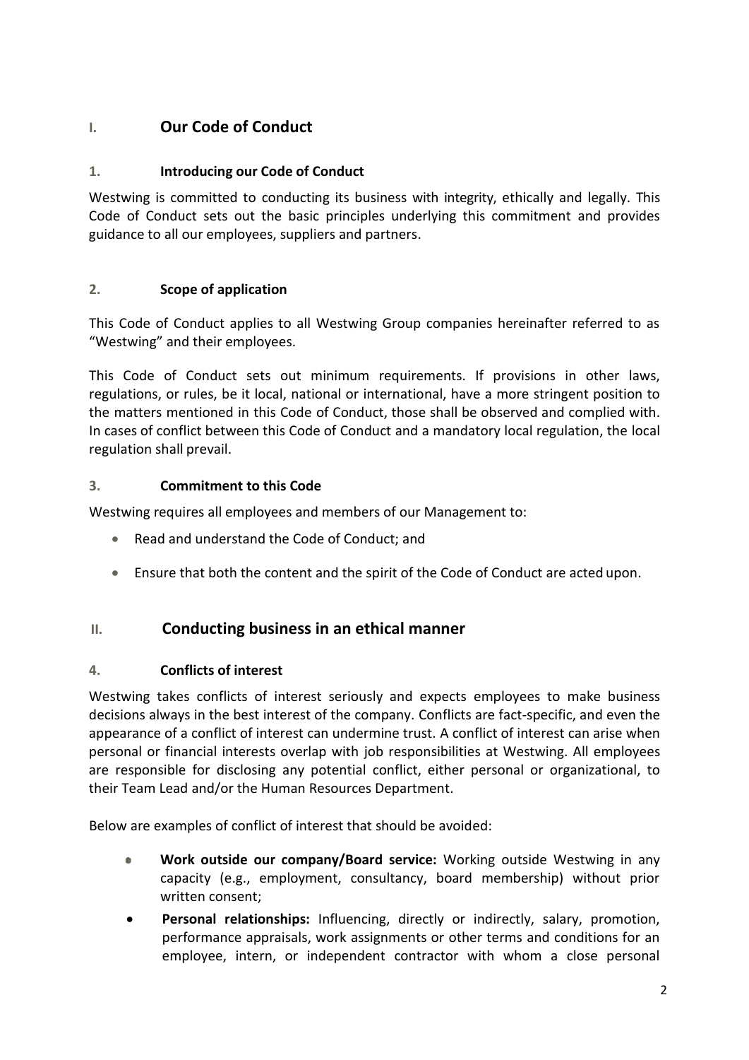# I. Our Code of Conduct

## 1. Introducing our Code of Conduct

Westwing is committed to conducting its business with integrity, ethically and legally. This Code of Conduct sets out the basic principles underlying this commitment and provides guidance to all our employees, suppliers and partners.

## 2. Scope of application

This Code of Conduct applies to all Westwing Group companies hereinafter referred to as "Westwing" and their employees.

This Code of Conduct sets out minimum requirements. If provisions in other laws, regulations, or rules, be it local, national or international, have a more stringent position to the matters mentioned in this Code of Conduct, those shall be observed and complied with. In cases of conflict between this Code of Conduct and a mandatory local regulation, the local regulation shall prevail.

## 3. Commitment to this Code

Westwing requires all employees and members of our Management to:

- Read and understand the Code of Conduct; and
- Ensure that both the content and the spirit of the Code of Conduct are acted upon.

# II. Conducting business in an ethical manner

## 4. Conflicts of interest

Westwing takes conflicts of interest seriously and expects employees to make business decisions always in the best interest of the company. Conflicts are fact-specific, and even the appearance of a conflict of interest can undermine trust. A conflict of interest can arise when personal or financial interests overlap with job responsibilities at Westwing. All employees are responsible for disclosing any potential conflict, either personal or organizational, to their Team Lead and/or the Human Resources Department.

Below are examples of conflict of interest that should be avoided:

- **Work outside our company/Board service:** Working outside Westwing in any capacity (e.g., employment, consultancy, board membership) without prior written consent;
- **Personal relationships:** Influencing, directly or indirectly, salary, promotion, performance appraisals, work assignments or other terms and conditions for an employee, intern, or independent contractor with whom a close personal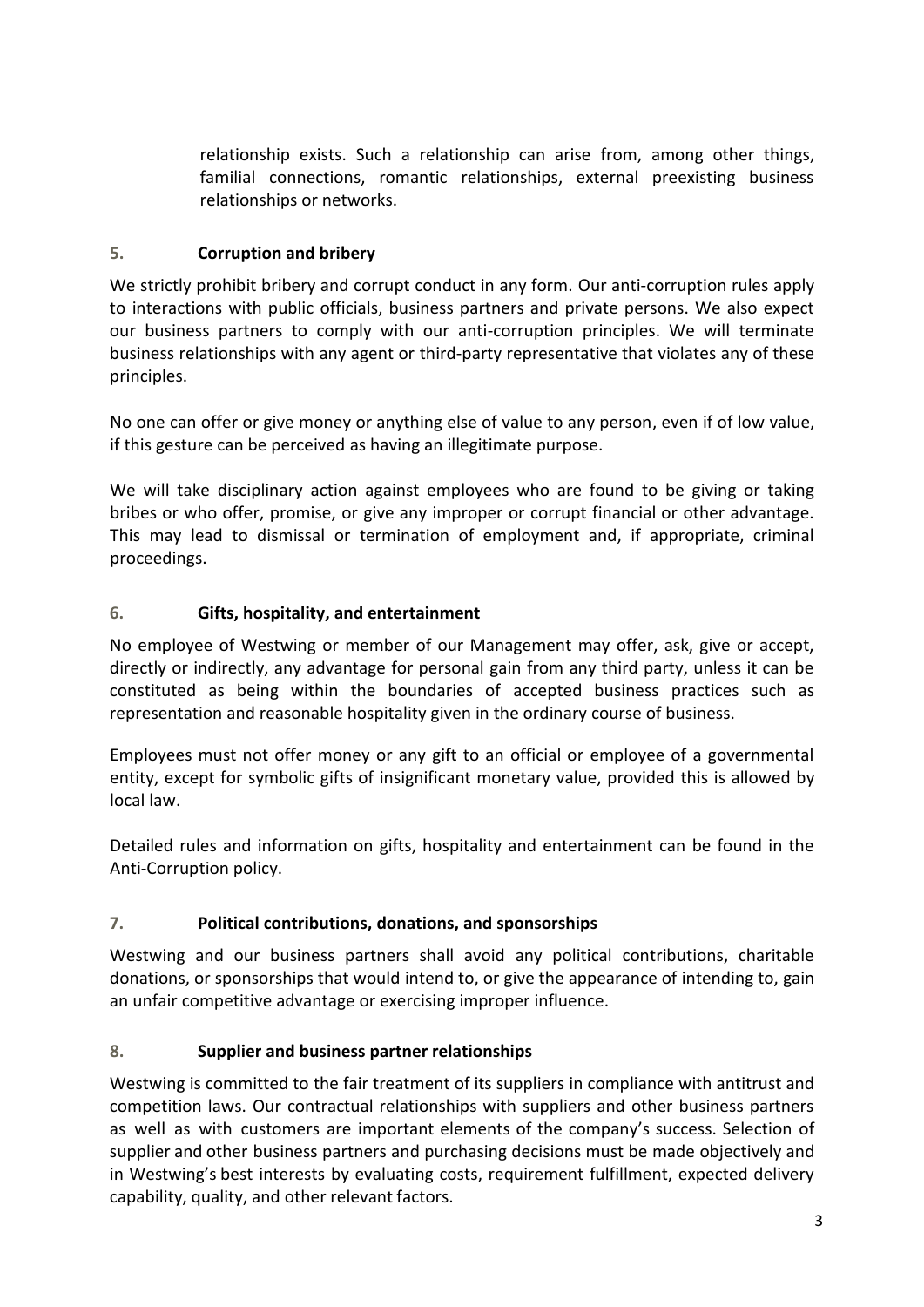relationship exists. Such a relationship can arise from, among other things, familial connections, romantic relationships, external preexisting business relationships or networks.

## 5. Corruption and bribery

We strictly prohibit bribery and corrupt conduct in any form. Our anti-corruption rules apply to interactions with public officials, business partners and private persons. We also expect our business partners to comply with our anti-corruption principles. We will terminate business relationships with any agent or third-party representative that violates any of these principles.

No one can offer or give money or anything else of value to any person, even if of low value, if this gesture can be perceived as having an illegitimate purpose.

We will take disciplinary action against employees who are found to be giving or taking bribes or who offer, promise, or give any improper or corrupt financial or other advantage. This may lead to dismissal or termination of employment and, if appropriate, criminal proceedings.

## 6. Gifts, hospitality, and entertainment

No employee of Westwing or member of our Management may offer, ask, give or accept, directly or indirectly, any advantage for personal gain from any third party, unless it can be constituted as being within the boundaries of accepted business practices such as representation and reasonable hospitality given in the ordinary course of business.

Employees must not offer money or any gift to an official or employee of a governmental entity, except for symbolic gifts of insignificant monetary value, provided this is allowed by local law.

Detailed rules and information on gifts, hospitality and entertainment can be found in the Anti-Corruption policy.

## 7. Political contributions, donations, and sponsorships

Westwing and our business partners shall avoid any political contributions, charitable donations, or sponsorships that would intend to, or give the appearance of intending to, gain an unfair competitive advantage or exercising improper influence.

## 8. Supplier and business partner relationships

Westwing is committed to the fair treatment of its suppliers in compliance with antitrust and competition laws. Our contractual relationships with suppliers and other business partners as well as with customers are important elements of the company's success. Selection of supplier and other business partners and purchasing decisions must be made objectively and in Westwing's best interests by evaluating costs, requirement fulfillment, expected delivery capability, quality, and other relevant factors.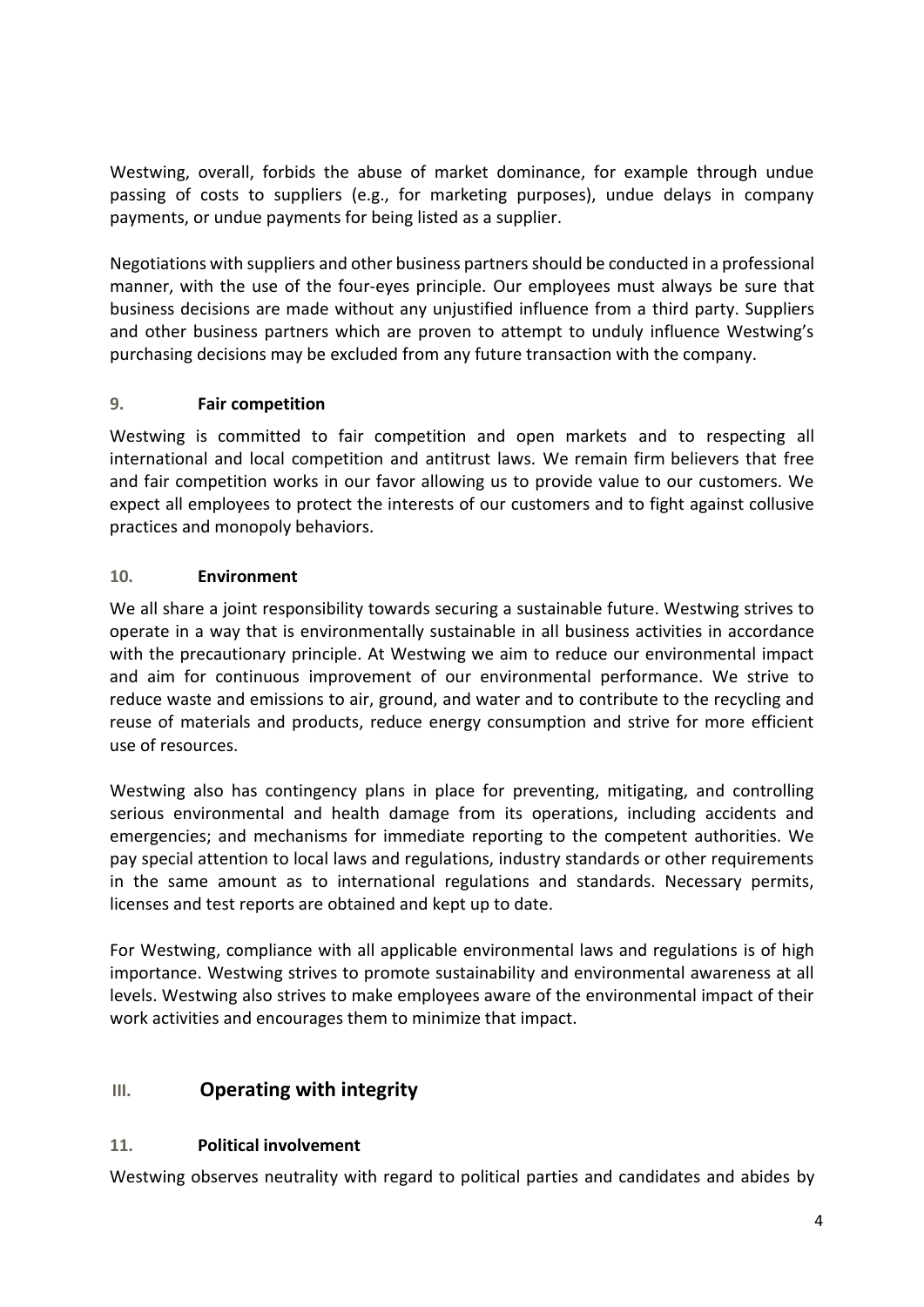Westwing, overall, forbids the abuse of market dominance, for example through undue passing of costs to suppliers (e.g., for marketing purposes), undue delays in company payments, or undue payments for being listed as a supplier.

Negotiations with suppliers and other business partners should be conducted in a professional manner, with the use of the four-eyes principle. Our employees must always be sure that business decisions are made without any unjustified influence from a third party. Suppliers and other business partners which are proven to attempt to unduly influence Westwing's purchasing decisions may be excluded from any future transaction with the company.

### 9. Fair competition

Westwing is committed to fair competition and open markets and to respecting all international and local competition and antitrust laws. We remain firm believers that free and fair competition works in our favor allowing us to provide value to our customers. We expect all employees to protect the interests of our customers and to fight against collusive practices and monopoly behaviors.

### 10. Environment

We all share a joint responsibility towards securing a sustainable future. Westwing strives to operate in a way that is environmentally sustainable in all business activities in accordance with the precautionary principle. At Westwing we aim to reduce our environmental impact and aim for continuous improvement of our environmental performance. We strive to reduce waste and emissions to air, ground, and water and to contribute to the recycling and reuse of materials and products, reduce energy consumption and strive for more efficient use of resources.

Westwing also has contingency plans in place for preventing, mitigating, and controlling serious environmental and health damage from its operations, including accidents and emergencies; and mechanisms for immediate reporting to the competent authorities. We pay special attention to local laws and regulations, industry standards or other requirements in the same amount as to international regulations and standards. Necessary permits, licenses and test reports are obtained and kept up to date.

For Westwing, compliance with all applicable environmental laws and regulations is of high importance. Westwing strives to promote sustainability and environmental awareness at all levels. Westwing also strives to make employees aware of the environmental impact of their work activities and encourages them to minimize that impact.

## III. Operating with integrity

### 11. Political involvement

Westwing observes neutrality with regard to political parties and candidates and abides by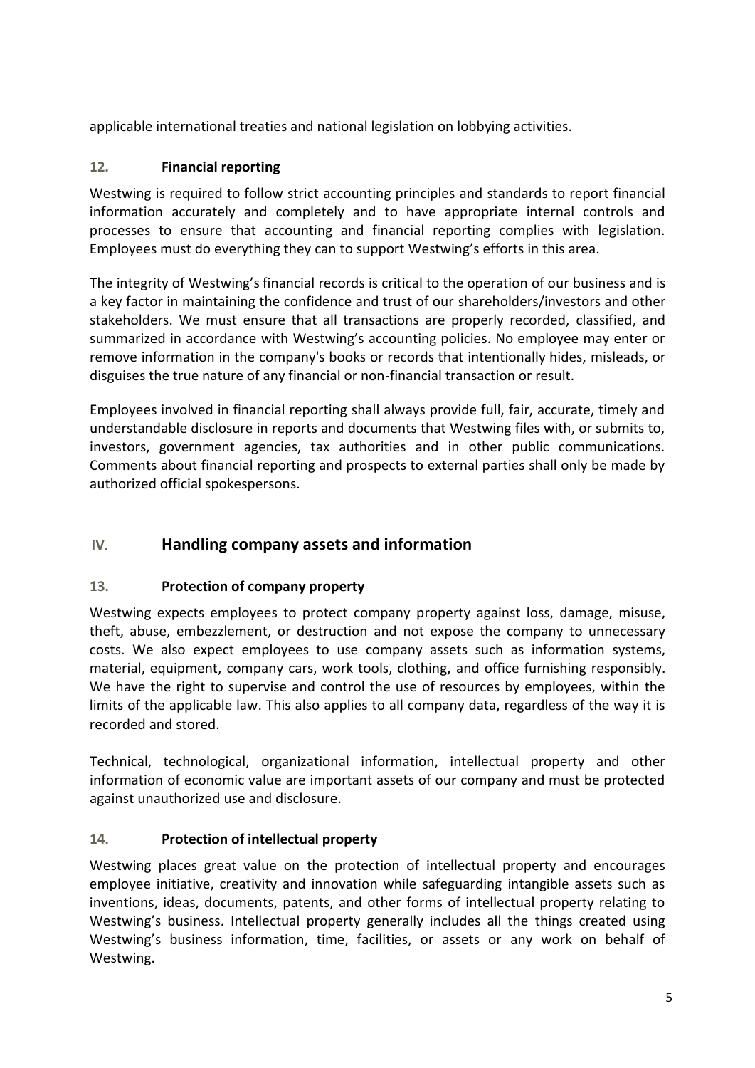applicable international treaties and national legislation on lobbying activities.

### 12. Financial reporting

Westwing is required to follow strict accounting principles and standards to report financial information accurately and completely and to have appropriate internal controls and processes to ensure that accounting and financial reporting complies with legislation. Employees must do everything they can to support Westwing's efforts in this area.

The integrity of Westwing's financial records is critical to the operation of our business and is a key factor in maintaining the confidence and trust of our shareholders/investors and other stakeholders. We must ensure that all transactions are properly recorded, classified, and summarized in accordance with Westwing's accounting policies. No employee may enter or remove information in the company's books or records that intentionally hides, misleads, or disguises the true nature of any financial or non-financial transaction or result.

Employees involved in financial reporting shall always provide full, fair, accurate, timely and understandable disclosure in reports and documents that Westwing files with, or submits to, investors, government agencies, tax authorities and in other public communications. Comments about financial reporting and prospects to external parties shall only be made by authorized official spokespersons.

## IV. Handling company assets and information

### 13. Protection of company property

Westwing expects employees to protect company property against loss, damage, misuse, theft, abuse, embezzlement, or destruction and not expose the company to unnecessary costs. We also expect employees to use company assets such as information systems, material, equipment, company cars, work tools, clothing, and office furnishing responsibly. We have the right to supervise and control the use of resources by employees, within the limits of the applicable law. This also applies to all company data, regardless of the way it is recorded and stored.

Technical, technological, organizational information, intellectual property and other information of economic value are important assets of our company and must be protected against unauthorized use and disclosure.

### 14. Protection of intellectual property

Westwing places great value on the protection of intellectual property and encourages employee initiative, creativity and innovation while safeguarding intangible assets such as inventions, ideas, documents, patents, and other forms of intellectual property relating to Westwing's business. Intellectual property generally includes all the things created using Westwing's business information, time, facilities, or assets or any work on behalf of Westwing.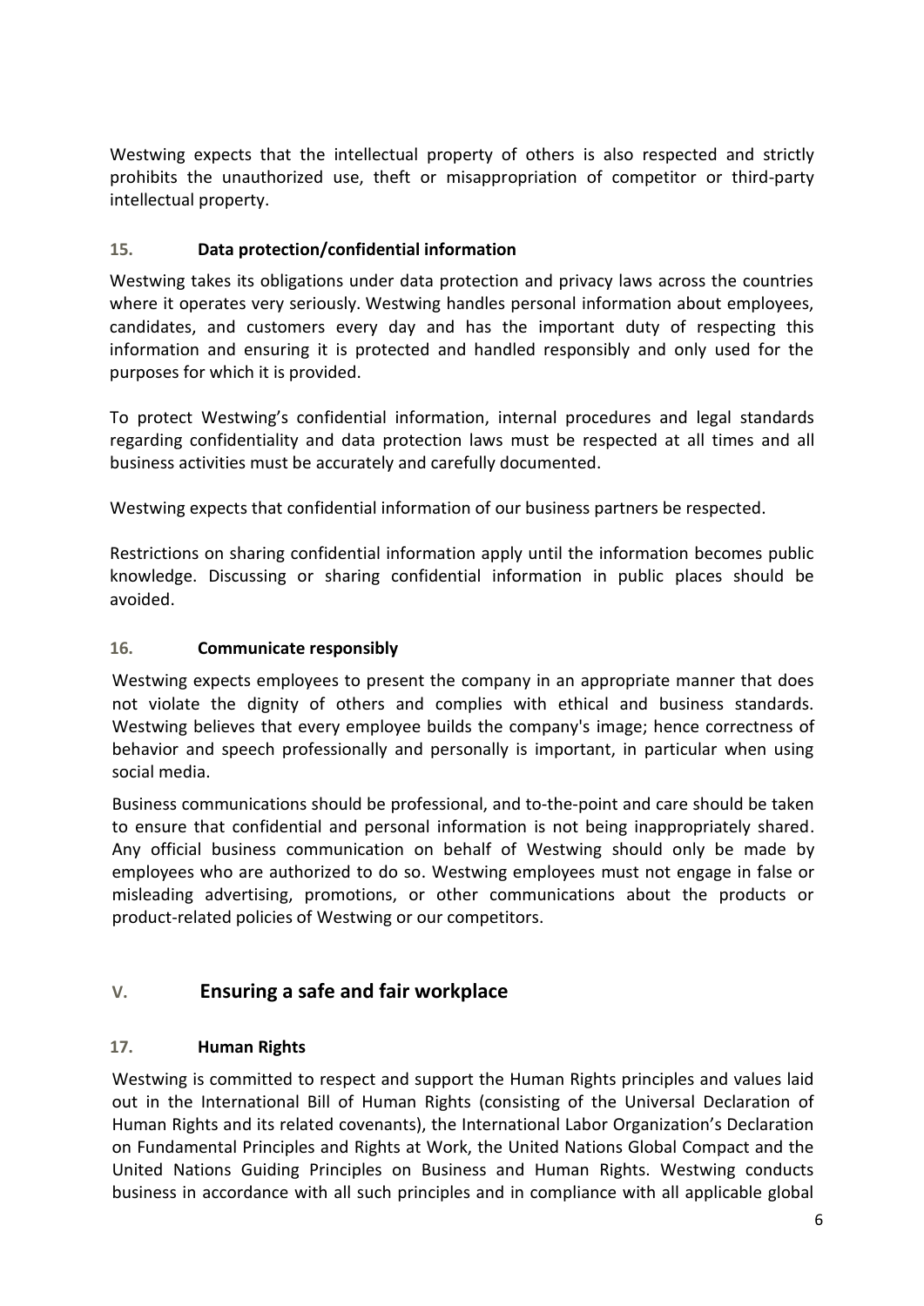Westwing expects that the intellectual property of others is also respected and strictly prohibits the unauthorized use, theft or misappropriation of competitor or third-party intellectual property.

### 15. Data protection/confidential information

Westwing takes its obligations under data protection and privacy laws across the countries where it operates very seriously. Westwing handles personal information about employees, candidates, and customers every day and has the important duty of respecting this information and ensuring it is protected and handled responsibly and only used for the purposes for which it is provided.

To protect Westwing's confidential information, internal procedures and legal standards regarding confidentiality and data protection laws must be respected at all times and all business activities must be accurately and carefully documented.

Westwing expects that confidential information of our business partners be respected.

Restrictions on sharing confidential information apply until the information becomes public knowledge. Discussing or sharing confidential information in public places should be avoided.

### 16. Communicate responsibly

Westwing expects employees to present the company in an appropriate manner that does not violate the dignity of others and complies with ethical and business standards. Westwing believes that every employee builds the company's image; hence correctness of behavior and speech professionally and personally is important, in particular when using social media.

Business communications should be professional, and to-the-point and care should be taken to ensure that confidential and personal information is not being inappropriately shared. Any official business communication on behalf of Westwing should only be made by employees who are authorized to do so. Westwing employees must not engage in false or misleading advertising, promotions, or other communications about the products or product-related policies of Westwing or our competitors.

## V. Ensuring a safe and fair workplace

### 17. Human Rights

Westwing is committed to respect and support the Human Rights principles and values laid out in the International Bill of Human Rights (consisting of the Universal Declaration of Human Rights and its related covenants), the International Labor Organization's Declaration on Fundamental Principles and Rights at Work, the United Nations Global Compact and the United Nations Guiding Principles on Business and Human Rights. Westwing conducts business in accordance with all such principles and in compliance with all applicable global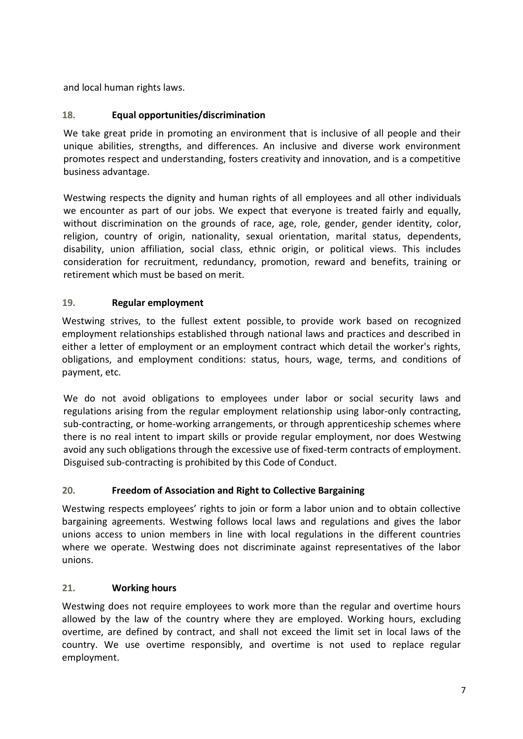and local human rights laws.

### 18. Equal opportunities/discrimination

We take great pride in promoting an environment that is inclusive of all people and their unique abilities, strengths, and differences. An inclusive and diverse work environment promotes respect and understanding, fosters creativity and innovation, and is a competitive business advantage.

Westwing respects the dignity and human rights of all employees and all other individuals we encounter as part of our jobs. We expect that everyone is treated fairly and equally, without discrimination on the grounds of race, age, role, gender, gender identity, color, religion, country of origin, nationality, sexual orientation, marital status, dependents, disability, union affiliation, social class, ethnic origin, or political views. This includes consideration for recruitment, redundancy, promotion, reward and benefits, training or retirement which must be based on merit.

### 19. Regular employment

Westwing strives, to the fullest extent possible, to provide work based on recognized employment relationships established through national laws and practices and described in either a letter of employment or an employment contract which detail the worker's rights, obligations, and employment conditions: status, hours, wage, terms, and conditions of payment, etc.

We do not avoid obligations to employees under labor or social security laws and regulations arising from the regular employment relationship using labor-only contracting, sub-contracting, or home-working arrangements, or through apprenticeship schemes where there is no real intent to impart skills or provide regular employment, nor does Westwing avoid any such obligations through the excessive use of fixed-term contracts of employment. Disguised sub-contracting is prohibited by this Code of Conduct.

### 20. Freedom of Association and Right to Collective Bargaining

Westwing respects employees' rights to join or form a labor union and to obtain collective bargaining agreements. Westwing follows local laws and regulations and gives the labor unions access to union members in line with local regulations in the different countries where we operate. Westwing does not discriminate against representatives of the labor unions.

### 21. Working hours

Westwing does not require employees to work more than the regular and overtime hours allowed by the law of the country where they are employed. Working hours, excluding overtime, are defined by contract, and shall not exceed the limit set in local laws of the country. We use overtime responsibly, and overtime is not used to replace regular employment.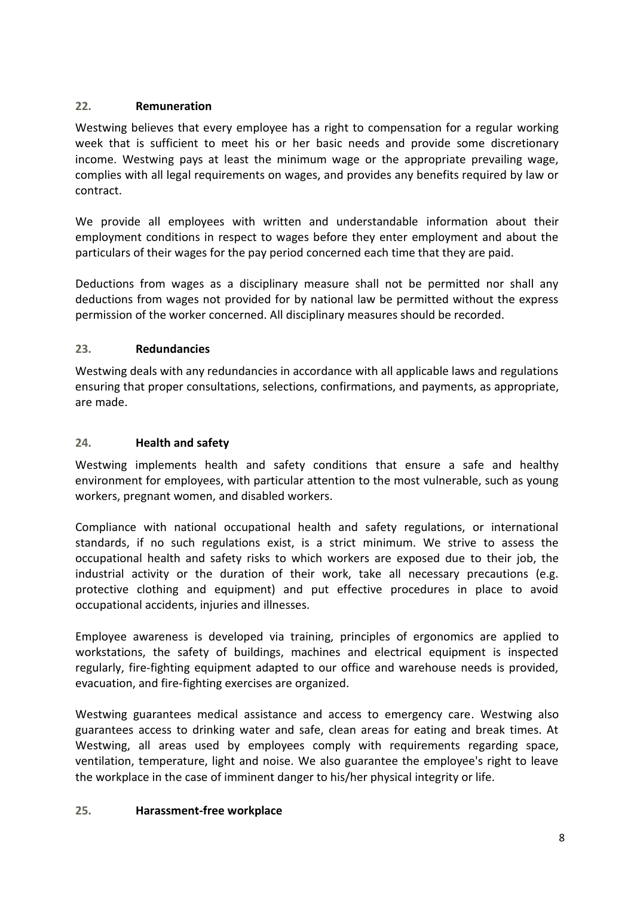## 22. Remuneration

Westwing believes that every employee has a right to compensation for a regular working week that is sufficient to meet his or her basic needs and provide some discretionary income. Westwing pays at least the minimum wage or the appropriate prevailing wage, complies with all legal requirements on wages, and provides any benefits required by law or contract.

We provide all employees with written and understandable information about their employment conditions in respect to wages before they enter employment and about the particulars of their wages for the pay period concerned each time that they are paid.

Deductions from wages as a disciplinary measure shall not be permitted nor shall any deductions from wages not provided for by national law be permitted without the express permission of the worker concerned. All disciplinary measures should be recorded.

## 23. Redundancies

Westwing deals with any redundancies in accordance with all applicable laws and regulations ensuring that proper consultations, selections, confirmations, and payments, as appropriate, are made.

## 24. Health and safety

Westwing implements health and safety conditions that ensure a safe and healthy environment for employees, with particular attention to the most vulnerable, such as young workers, pregnant women, and disabled workers.

Compliance with national occupational health and safety regulations, or international standards, if no such regulations exist, is a strict minimum. We strive to assess the occupational health and safety risks to which workers are exposed due to their job, the industrial activity or the duration of their work, take all necessary precautions (e.g. protective clothing and equipment) and put effective procedures in place to avoid occupational accidents, injuries and illnesses.

Employee awareness is developed via training, principles of ergonomics are applied to workstations, the safety of buildings, machines and electrical equipment is inspected regularly, fire-fighting equipment adapted to our office and warehouse needs is provided, evacuation, and fire-fighting exercises are organized.

Westwing guarantees medical assistance and access to emergency care. Westwing also guarantees access to drinking water and safe, clean areas for eating and break times. At Westwing, all areas used by employees comply with requirements regarding space, ventilation, temperature, light and noise. We also guarantee the employee's right to leave the workplace in the case of imminent danger to his/her physical integrity or life.

## 25. Harassment-free workplace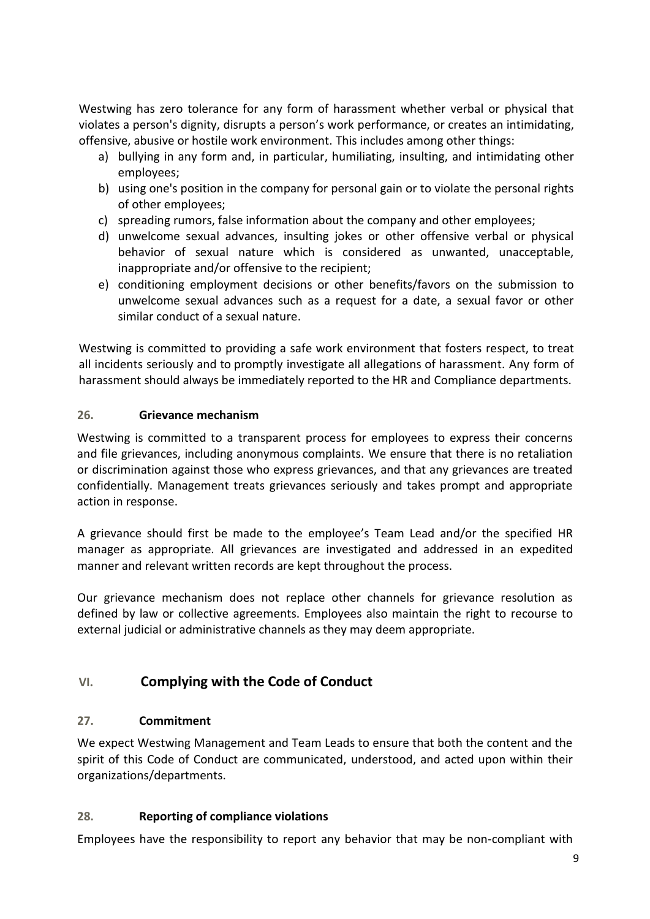Westwing has zero tolerance for any form of harassment whether verbal or physical that violates a person's dignity, disrupts a person's work performance, or creates an intimidating, offensive, abusive or hostile work environment. This includes among other things:

a) bullying in any form and, in particular, humiliating, insulting, and intimidating other employees;
b) using one's position in the company for personal gain or to violate the personal rights of other employees;
c) spreading rumors, false information about the company and other employees;
d) unwelcome sexual advances, insulting jokes or other offensive verbal or physical behavior of sexual nature which is considered as unwanted, unacceptable, inappropriate and/or offensive to the recipient;
e) conditioning employment decisions or other benefits/favors on the submission to unwelcome sexual advances such as a request for a date, a sexual favor or other similar conduct of a sexual nature.

Westwing is committed to providing a safe work environment that fosters respect, to treat all incidents seriously and to promptly investigate all allegations of harassment. Any form of harassment should always be immediately reported to the HR and Compliance departments.

### 26. Grievance mechanism

Westwing is committed to a transparent process for employees to express their concerns and file grievances, including anonymous complaints. We ensure that there is no retaliation or discrimination against those who express grievances, and that any grievances are treated confidentially. Management treats grievances seriously and takes prompt and appropriate action in response.

A grievance should first be made to the employee's Team Lead and/or the specified HR manager as appropriate. All grievances are investigated and addressed in an expedited manner and relevant written records are kept throughout the process.

Our grievance mechanism does not replace other channels for grievance resolution as defined by law or collective agreements. Employees also maintain the right to recourse to external judicial or administrative channels as they may deem appropriate.

## VI. Complying with the Code of Conduct

### 27. Commitment

We expect Westwing Management and Team Leads to ensure that both the content and the spirit of this Code of Conduct are communicated, understood, and acted upon within their organizations/departments.

### 28. Reporting of compliance violations

Employees have the responsibility to report any behavior that may be non-compliant with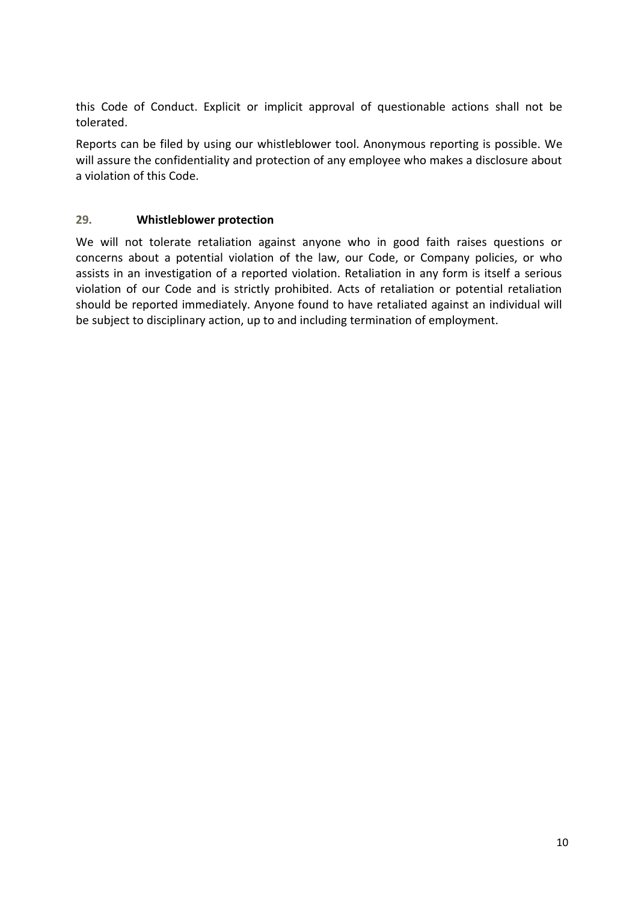this Code of Conduct. Explicit or implicit approval of questionable actions shall not be tolerated.

Reports can be filed by using our whistleblower tool. Anonymous reporting is possible. We will assure the confidentiality and protection of any employee who makes a disclosure about a violation of this Code.

## 29. Whistleblower protection

We will not tolerate retaliation against anyone who in good faith raises questions or concerns about a potential violation of the law, our Code, or Company policies, or who assists in an investigation of a reported violation. Retaliation in any form is itself a serious violation of our Code and is strictly prohibited. Acts of retaliation or potential retaliation should be reported immediately. Anyone found to have retaliated against an individual will be subject to disciplinary action, up to and including termination of employment.